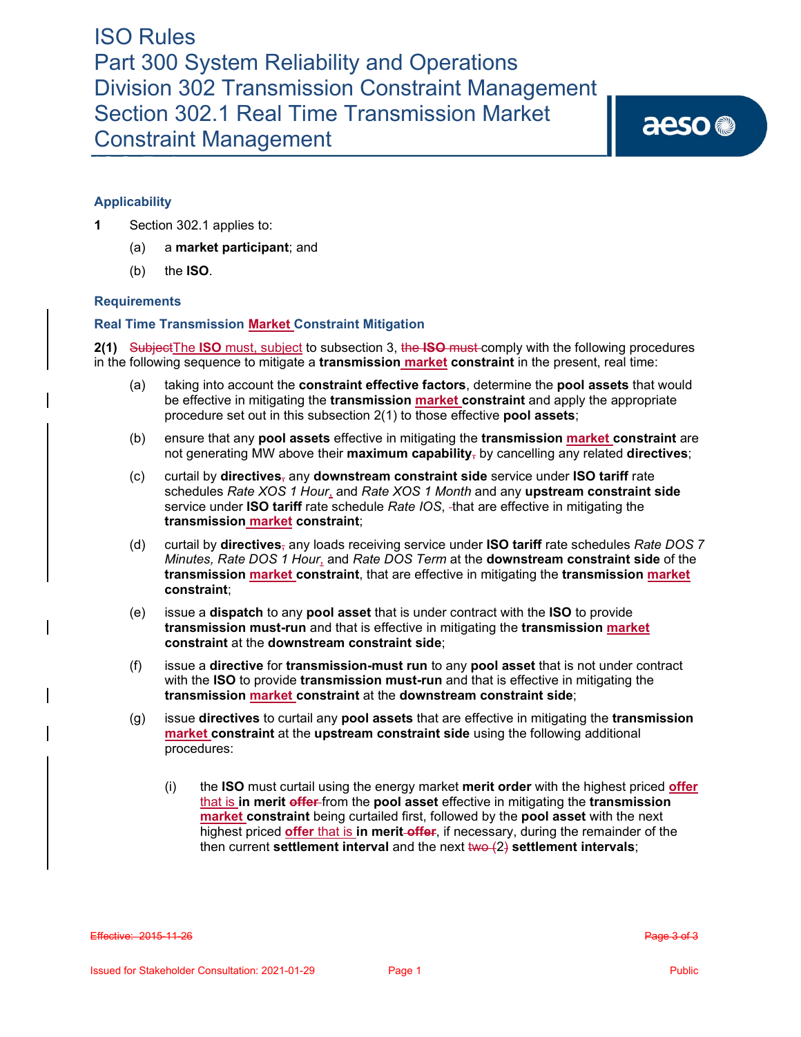# ISO Rules
# Part 300 System Reliability and Operations
# Division 302 Transmission Constraint Management
# Section 302.1 Real Time Transmission Market Constraint Management

## Applicability

**1** Section 302.1 applies to:

(a) a **market participant**; and

(b) the **ISO**.

## Requirements

### Real Time Transmission Market Constraint Mitigation

**2(1)** SubjectThe **ISO** must, subject to subsection 3, the **ISO** must comply with the following procedures in the following sequence to mitigate a **transmission market constraint** in the present, real time:

(a) taking into account the **constraint effective factors**, determine the **pool assets** that would be effective in mitigating the **transmission market constraint** and apply the appropriate procedure set out in this subsection 2(1) to those effective **pool assets**;

(b) ensure that any **pool assets** effective in mitigating the **transmission market constraint** are not generating MW above their **maximum capability**, by cancelling any related **directives**;

(c) curtail by **directives**, any **downstream constraint side** service under **ISO tariff** rate schedules *Rate XOS 1 Hour*, and *Rate XOS 1 Month* and any **upstream constraint side** service under **ISO tariff** rate schedule *Rate IOS*, that are effective in mitigating the **transmission market constraint**;

(d) curtail by **directives**, any loads receiving service under **ISO tariff** rate schedules *Rate DOS 7 Minutes, Rate DOS 1 Hour*, and *Rate DOS Term* at the **downstream constraint side** of the **transmission market constraint**, that are effective in mitigating the **transmission market constraint**;

(e) issue a **dispatch** to any **pool asset** that is under contract with the **ISO** to provide **transmission must-run** and that is effective in mitigating the **transmission market constraint** at the **downstream constraint side**;

(f) issue a **directive** for **transmission-must run** to any **pool asset** that is not under contract with the **ISO** to provide **transmission must-run** and that is effective in mitigating the **transmission market constraint** at the **downstream constraint side**;

(g) issue **directives** to curtail any **pool assets** that are effective in mitigating the **transmission market constraint** at the **upstream constraint side** using the following additional procedures:

(i) the **ISO** must curtail using the energy market **merit order** with the highest priced **offer** that is **in merit** offer from the **pool asset** effective in mitigating the **transmission market constraint** being curtailed first, followed by the **pool asset** with the next highest priced **offer** that is **in merit** offer, if necessary, during the remainder of the then current **settlement interval** and the next two (2) **settlement intervals**;

Effective: 2015-11-26

Issued for Stakeholder Consultation: 2021-01-29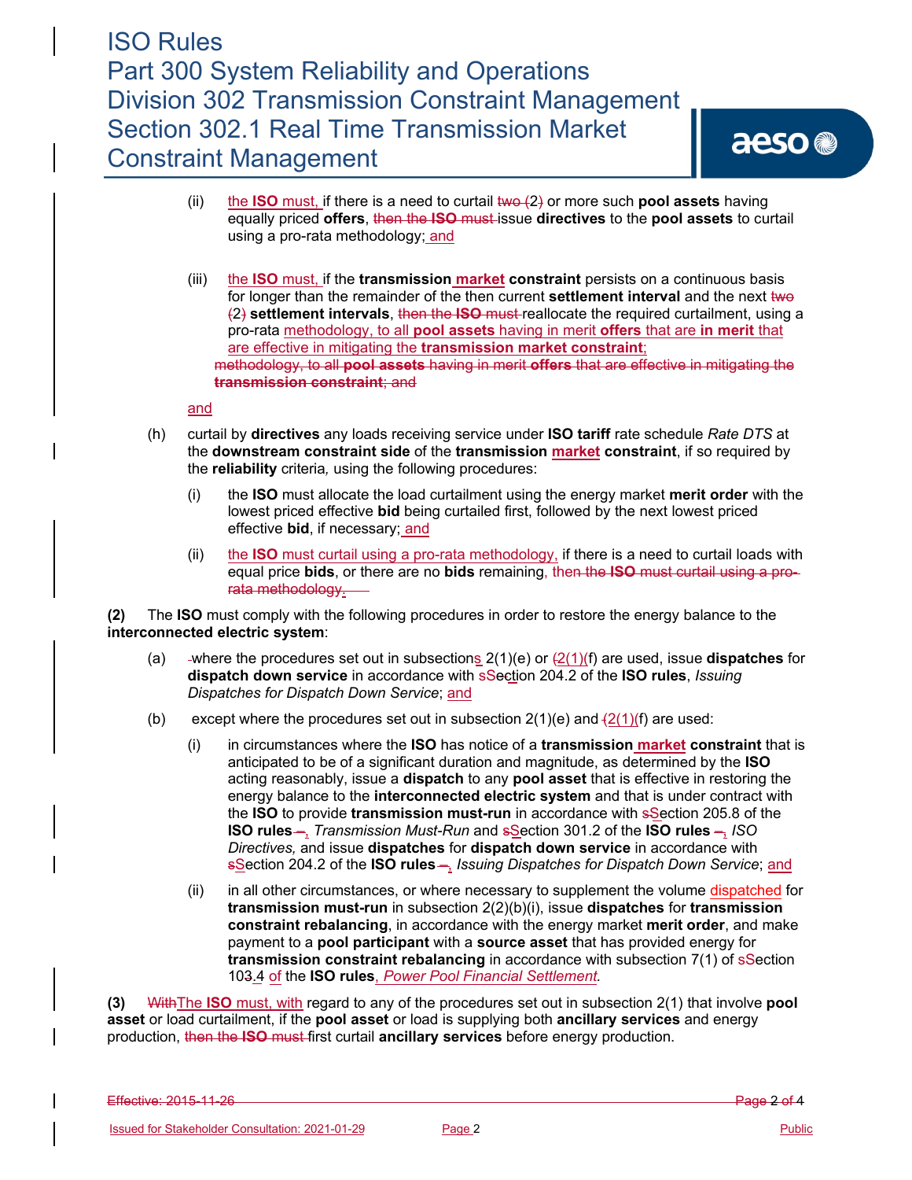(ii) the **ISO** must, if there is a need to curtail ~~two (2)~~ or more such **pool assets** having equally priced **offers**, ~~then the **ISO** must~~ issue **directives** to the **pool assets** to curtail using a pro-rata methodology; and

(iii) the **ISO** must, if the **transmission market constraint** persists on a continuous basis for longer than the remainder of the then current **settlement interval** and the next ~~two (2)~~ **settlement intervals**, ~~then the **ISO** must~~ reallocate the required curtailment, using a pro-rata methodology, to all **pool assets** having in merit **offers** that are **in merit** that are effective in mitigating the **transmission market constraint**;
~~methodology, to all **pool assets** having in merit **offers** that are effective in mitigating the **transmission constraint**; and~~

and

(h) curtail by **directives** any loads receiving service under **ISO tariff** rate schedule *Rate DTS* at the **downstream constraint side** of the **transmission market constraint**, if so required by the **reliability** criteria, using the following procedures:

(i) the **ISO** must allocate the load curtailment using the energy market **merit order** with the lowest priced effective **bid** being curtailed first, followed by the next lowest priced effective **bid**, if necessary; and

(ii) the **ISO** must curtail using a pro-rata methodology, if there is a need to curtail loads with equal price **bids**, or there are no **bids** remaining, ~~then the **ISO** must curtail using a pro-rata methodology.~~

**(2)** The **ISO** must comply with the following procedures in order to restore the energy balance to the **interconnected electric system**:

(a) where the procedures set out in subsections 2(1)(e) or 2(1)(f) are used, issue **dispatches** for **dispatch down service** in accordance with Section 204.2 of the **ISO rules**, *Issuing Dispatches for Dispatch Down Service*; and

(b) except where the procedures set out in subsection 2(1)(e) and 2(1)(f) are used:

(i) in circumstances where the **ISO** has notice of a **transmission market constraint** that is anticipated to be of a significant duration and magnitude, as determined by the **ISO** acting reasonably, issue a **dispatch** to any **pool asset** that is effective in restoring the energy balance to the **interconnected electric system** and that is under contract with the **ISO** to provide **transmission must-run** in accordance with Section 205.8 of the **ISO rules**, *Transmission Must-Run* and Section 301.2 of the **ISO rules**, *ISO Directives,* and issue **dispatches** for **dispatch down service** in accordance with Section 204.2 of the **ISO rules**, *Issuing Dispatches for Dispatch Down Service*; and

(ii) in all other circumstances, or where necessary to supplement the volume dispatched for **transmission must-run** in subsection 2(2)(b)(i), issue **dispatches** for **transmission constraint rebalancing**, in accordance with the energy market **merit order**, and make payment to a **pool participant** with a **source asset** that has provided energy for **transmission constraint rebalancing** in accordance with subsection 7(1) of Section 103.4 of the **ISO rules**, *Power Pool Financial Settlement.*

**(3)** ~~With~~The **ISO** must, with regard to any of the procedures set out in subsection 2(1) that involve **pool asset** or load curtailment, if the **pool asset** or load is supplying both **ancillary services** and energy production, ~~then the **ISO** must~~ first curtail **ancillary services** before energy production.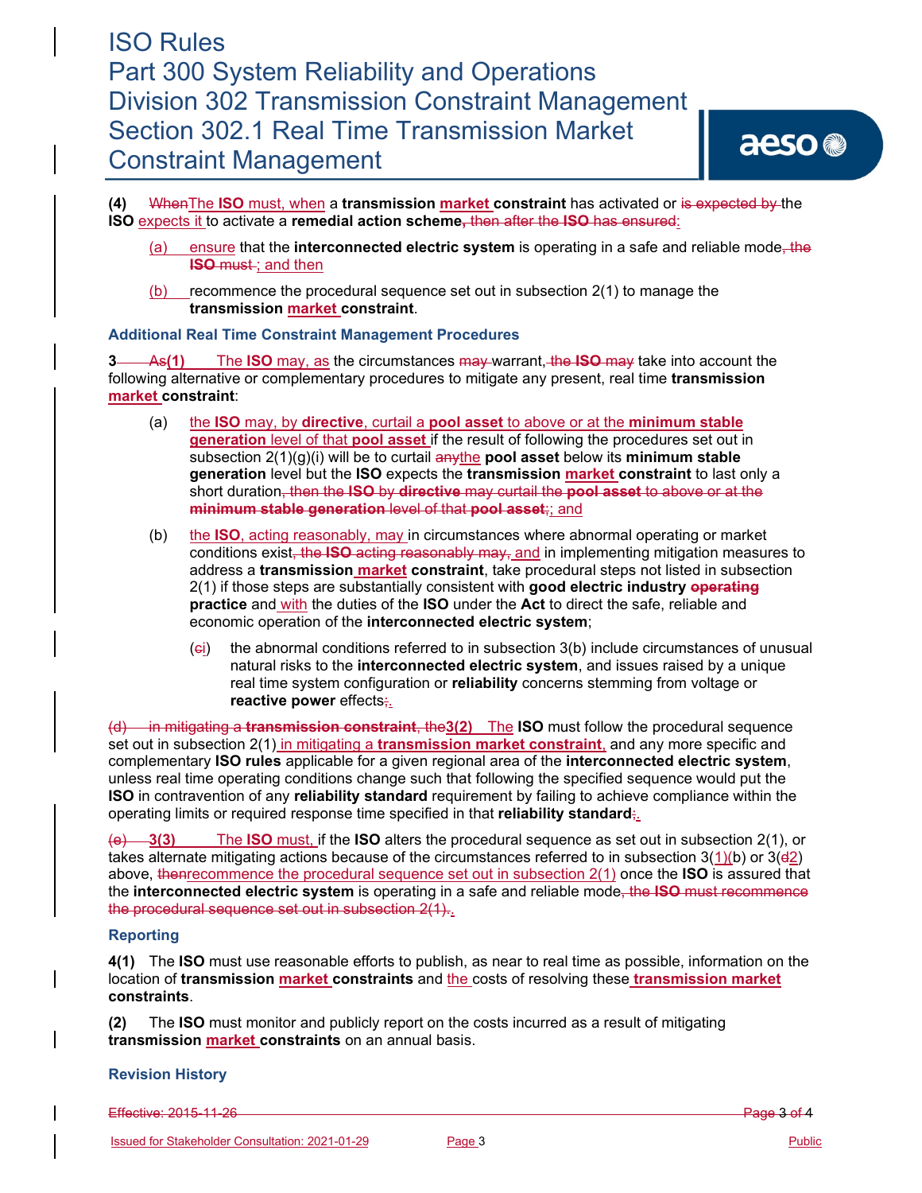**(4)** ~~When~~The **ISO** must, when a **transmission market constraint** has activated or ~~is expected by~~ the **ISO** expects it to activate a **remedial action scheme**~~, then after the **ISO** has ensured~~:

(a) ensure that the **interconnected electric system** is operating in a safe and reliable mode~~, the **ISO** must~~; and then

(b) recommence the procedural sequence set out in subsection 2(1) to manage the **transmission market constraint**.

### Additional Real Time Constraint Management Procedures

**3** ~~As~~**(1)** The **ISO** may, as the circumstances ~~may~~ warrant, ~~the **ISO** may~~ take into account the following alternative or complementary procedures to mitigate any present, real time **transmission market constraint**:

(a) the **ISO** may, by **directive**, curtail a **pool asset** to above or at the **minimum stable generation** level of that **pool asset** if the result of following the procedures set out in subsection 2(1)(g)(i) will be to curtail ~~any~~the **pool asset** below its **minimum stable generation** level but the **ISO** expects the **transmission market constraint** to last only a short duration~~, then the **ISO** by **directive** may curtail the **pool asset** to above or at the **minimum stable generation** level of that **pool asset**;~~; and

(b) the **ISO**, acting reasonably, may in circumstances where abnormal operating or market conditions exist~~, the **ISO** acting reasonably may~~, and in implementing mitigation measures to address a **transmission market constraint**, take procedural steps not listed in subsection 2(1) if those steps are substantially consistent with **good electric industry** ~~**operating**~~ **practice** and with the duties of the **ISO** under the **Act** to direct the safe, reliable and economic operation of the **interconnected electric system**;

   (~~c~~i) the abnormal conditions referred to in subsection 3(b) include circumstances of unusual natural risks to the **interconnected electric system**, and issues raised by a unique real time system configuration or **reliability** concerns stemming from voltage or **reactive power** effects~~;~~.

~~(d) in mitigating a **transmission constraint**, the~~**3(2)** The **ISO** must follow the procedural sequence set out in subsection 2(1) in mitigating a **transmission market constraint**, and any more specific and complementary **ISO rules** applicable for a given regional area of the **interconnected electric system**, unless real time operating conditions change such that following the specified sequence would put the **ISO** in contravention of any **reliability standard** requirement by failing to achieve compliance within the operating limits or required response time specified in that **reliability standard**~~;~~.

~~(e)~~ **3(3)** The **ISO** must, if the **ISO** alters the procedural sequence as set out in subsection 2(1), or takes alternate mitigating actions because of the circumstances referred to in subsection 3(1)(b) or 3(~~d~~2) above, ~~then~~recommence the procedural sequence set out in subsection 2(1) once the **ISO** is assured that the **interconnected electric system** is operating in a safe and reliable mode~~, the **ISO** must recommence the procedural sequence set out in subsection 2(1).~~.

### Reporting

**4(1)** The **ISO** must use reasonable efforts to publish, as near to real time as possible, information on the location of **transmission market constraints** and the costs of resolving these **transmission market constraints**.

**(2)** The **ISO** must monitor and publicly report on the costs incurred as a result of mitigating **transmission market constraints** on an annual basis.

### Revision History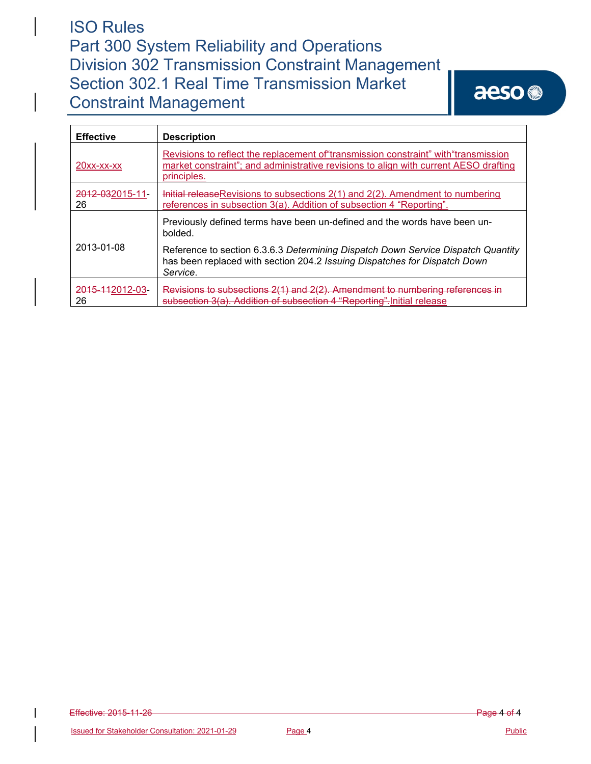| Effective | Description |
| --- | --- |
| 20xx-xx-xx | Revisions to reflect the replacement of"transmission constraint" with"transmission market constraint"; and administrative revisions to align with current AESO drafting principles. |
| ~~2012-03~~2015-11-26 | ~~Initial release~~Revisions to subsections 2(1) and 2(2). Amendment to numbering references in subsection 3(a). Addition of subsection 4 "Reporting". |
| 2013-01-08 | Previously defined terms have been un-defined and the words have been un-bolded.<br><br>Reference to section 6.3.6.3 *Determining Dispatch Down Service Dispatch Quantity* has been replaced with section 204.2 *Issuing Dispatches for Dispatch Down Service*. |
| ~~2015-11~~2012-03-26 | ~~Revisions to subsections 2(1) and 2(2). Amendment to numbering references in subsection 3(a). Addition of subsection 4 "Reporting".~~Initial release |